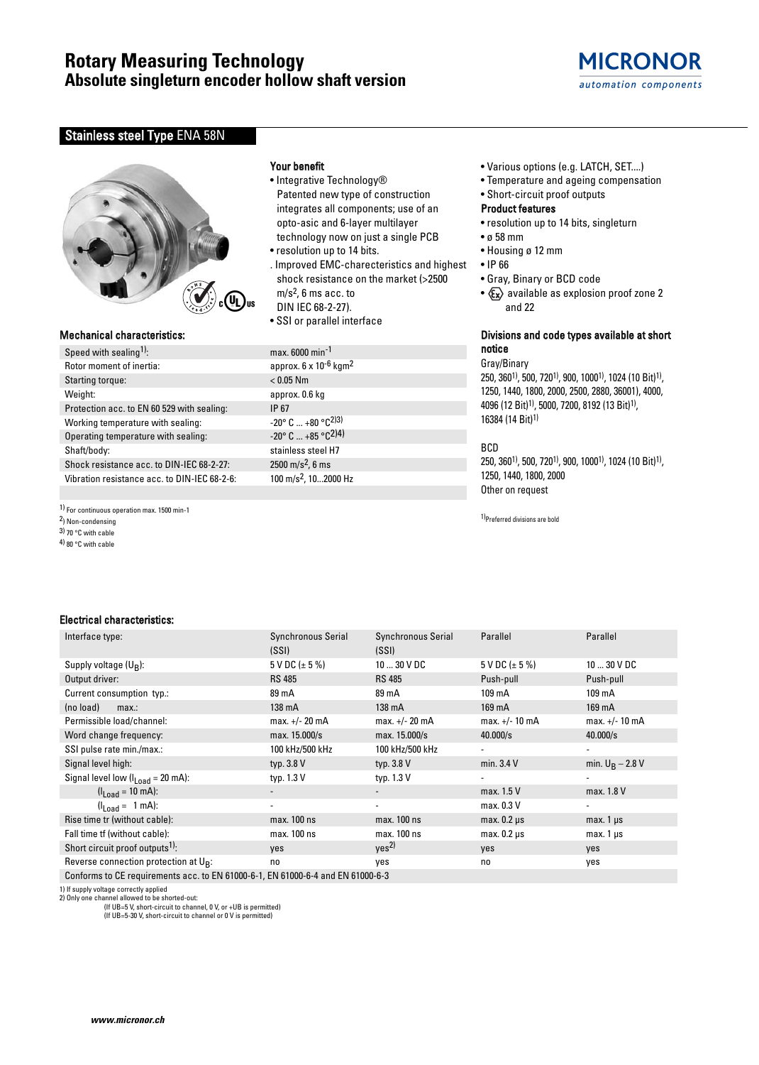# Rotary Measuring Technology
## Absolute singleturn encoder hollow shaft version

MICRONOR
*automation components*

## Stainless steel Type ENA 58N

### Your benefit

- Integrative Technology®
  Patented new type of construction integrates all components; use of an opto-asic and 6-layer multilayer technology now on just a single PCB
- resolution up to 14 bits.
- Improved EMC-charecteristics and highest shock resistance on the market (>2500 $m/s^2$, 6 ms acc. to DIN IEC 68-2-27).
- SSI or parallel interface
- Various options (e.g. LATCH, SET....)
- Temperature and ageing compensation
- Short-circuit proof outputs

### Product features

- resolution up to 14 bits, singleturn
- ø 58 mm
- Housing ø 12 mm
- IP 66
- Gray, Binary or BCD code
- Ex available as explosion proof zone 2 and 22

### Mechanical characteristics:

| | |
|---|---|
| Speed with sealing[1]: | max. 6000 $min^{-1}$ |
| Rotor moment of inertia: | approx. 6 x $10^{-6}$ $kgm^2$ |
| Starting torque: | < 0.05 Nm |
| Weight: | approx. 0.6 kg |
| Protection acc. to EN 60 529 with sealing: | IP 67 |
| Working temperature with sealing: | -20° C ... +80 °C[2)3)] |
| Operating temperature with sealing: | -20° C ... +85 °C[2)4)] |
| Shaft/body: | stainless steel H7 |
| Shock resistance acc. to DIN-IEC 68-2-27: | 2500 $m/s^2$, 6 ms |
| Vibration resistance acc. to DIN-IEC 68-2-6: | 100 $m/s^2$, 10...2000 Hz |

1) For continuous operation max. 1500 min-1
2) Non-condensing
3) 70 °C with cable
4) 80 °C with cable

### Divisions and code types available at short notice

Gray/Binary
250, 360[1)], 500, 720[1)], 900, 1000[1)], 1024 (10 Bit)[1)], 1250, 1440, 1800, 2000, 2500, 2880, 3600[1)], 4000, 4096 (12 Bit)[1)], 5000, 7200, 8192 (13 Bit)[1)], 16384 (14 Bit)[1)]

BCD
250, 360[1)], 500, 720[1)], 900, 1000[1)], 1024 (10 Bit)[1)], 1250, 1440, 1800, 2000
Other on request

1)Preferred divisions are bold

### Electrical characteristics:

| Interface type: | Synchronous Serial (SSI) | Synchronous Serial (SSI) | Parallel | Parallel |
|---|---|---|---|---|
| Supply voltage ($U_B$): | 5 V DC (± 5 %) | 10 ... 30 V DC | 5 V DC (± 5 %) | 10 ... 30 V DC |
| Output driver: | RS 485 | RS 485 | Push-pull | Push-pull |
| Current consumption typ.: | 89 mA | 89 mA | 109 mA | 109 mA |
| (no load) max.: | 138 mA | 138 mA | 169 mA | 169 mA |
| Permissible load/channel: | max. +/- 20 mA | max. +/- 20 mA | max. +/- 10 mA | max. +/- 10 mA |
| Word change frequency: | max. 15.000/s | max. 15.000/s | 40.000/s | 40.000/s |
| SSI pulse rate min./max.: | 100 kHz/500 kHz | 100 kHz/500 kHz | - | - |
| Signal level high: | typ. 3.8 V | typ. 3.8 V | min. 3.4 V | min. $U_B$ – 2.8 V |
| Signal level low ($I_{Load}$ = 20 mA): | typ. 1.3 V | typ. 1.3 V | - | - |
| ($I_{Load}$ = 10 mA): | - | - | max. 1.5 V | max. 1.8 V |
| ($I_{Load}$ = 1 mA): | - | - | max. 0.3 V | - |
| Rise time tr (without cable): | max. 100 ns | max. 100 ns | max. 0.2 µs | max. 1 µs |
| Fall time tf (without cable): | max. 100 ns | max. 100 ns | max. 0.2 µs | max. 1 µs |
| Short circuit proof outputs[1)]: | yes | yes[2)] | yes | yes |
| Reverse connection protection at $U_B$: | no | yes | no | yes |
| Conforms to CE requirements acc. to EN 61000-6-1, EN 61000-6-4 and EN 61000-6-3 | | | | |

1) If supply voltage correctly applied
2) Only one channel allowed to be shorted-out:
(If UB=5 V, short-circuit to channel, 0 V, or +UB is permitted)
(If UB=5-30 V, short-circuit to channel or 0 V is permitted)

*www.micronor.ch*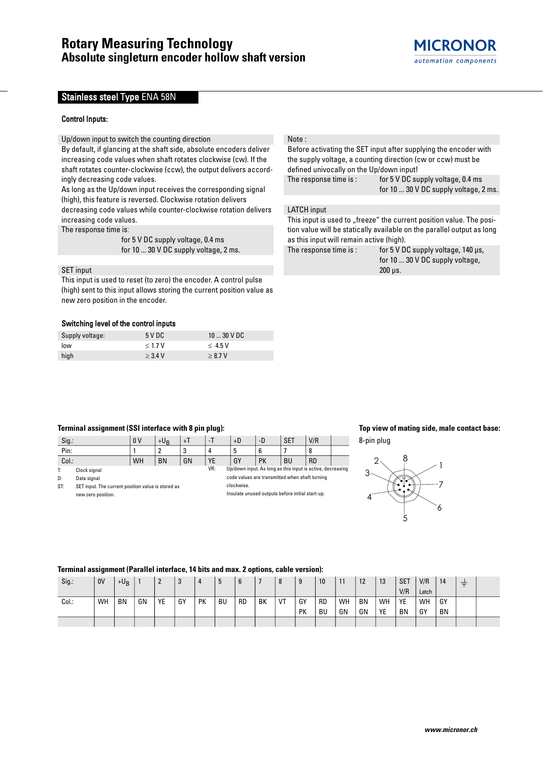# Rotary Measuring Technology
## Absolute singleturn encoder hollow shaft version

### Stainless steel Type ENA 58N

**Control Inputs:**

Up/down input to switch the counting direction

By default, if glancing at the shaft side, absolute encoders deliver increasing code values when shaft rotates clockwise (cw). If the shaft rotates counter-clockwise (ccw), the output delivers accordingly decreasing code values.
As long as the Up/down input receives the corresponding signal (high), this feature is reversed. Clockwise rotation delivers decreasing code values while counter-clockwise rotation delivers increasing code values.

The response time is:
for 5 V DC supply voltage, 0.4 ms
for 10 ... 30 V DC supply voltage, 2 ms.

SET input

This input is used to reset (to zero) the encoder. A control pulse (high) sent to this input allows storing the current position value as new zero position in the encoder.

Note :

Before activating the SET input after supplying the encoder with the supply voltage, a counting direction (cw or ccw) must be defined univocally on the Up/down input!

The response time is : for 5 V DC supply voltage, 0.4 ms
for 10 ... 30 V DC supply voltage, 2 ms.

LATCH input

This input is used to „freeze“ the current position value. The position value will be statically available on the parallel output as long as this input will remain active (high).

The response time is : for 5 V DC supply voltage, 140 µs,
for 10 ... 30 V DC supply voltage, 200 µs.

**Switching level of the control inputs**

| Supply voltage: | 5 V DC | 10 ... 30 V DC |
|---|---|---|
| low | ≤ 1.7 V | ≤ 4.5 V |
| high | ≥ 3.4 V | ≥ 8.7 V |

**Terminal assignment (SSI interface with 8 pin plug):**

| Sig.: | 0 V | $+U_B$ | +T | -T | +D | -D | SET | V/R |
|---|---|---|---|---|---|---|---|---|
| Pin: | 1 | 2 | 3 | 4 | 5 | 6 | 7 | 8 |
| Col.: | WH | BN | GN | YE | GY | PK | BU | RD |

T: Clock signal
D: Data signal
ST: SET input. The current position value is stored as new zero position.
VR: Up/down input. As long as this input is active, decreasing code values are transmitted when shaft turning clockwise.
Insulate unused outputs before initial start-up.

**Top view of mating side, male contact base:**

8-pin plug

**Terminal assignment (Parallel interface, 14 bits and max. 2 options, cable version):**

| Sig.: | 0V | $+U_B$ | 1 | 2 | 3 | 4 | 5 | 6 | 7 | 8 | 9 | 10 | 11 | 12 | 13 | SET V/R | V/R Latch | 14 | ⏚ | |
|---|---|---|---|---|---|---|---|---|---|---|---|---|---|---|---|---|---|---|---|---|
| Col.: | WH | BN | GN | YE | GY | PK | BU | RD | BK | VT | GY PK | RD BU | WH GN | BN GN | WH YE | YE BN | WH GY | GY BN | | |
| | | | | | | | | | | | | | | | | | | | | |

www.micronor.ch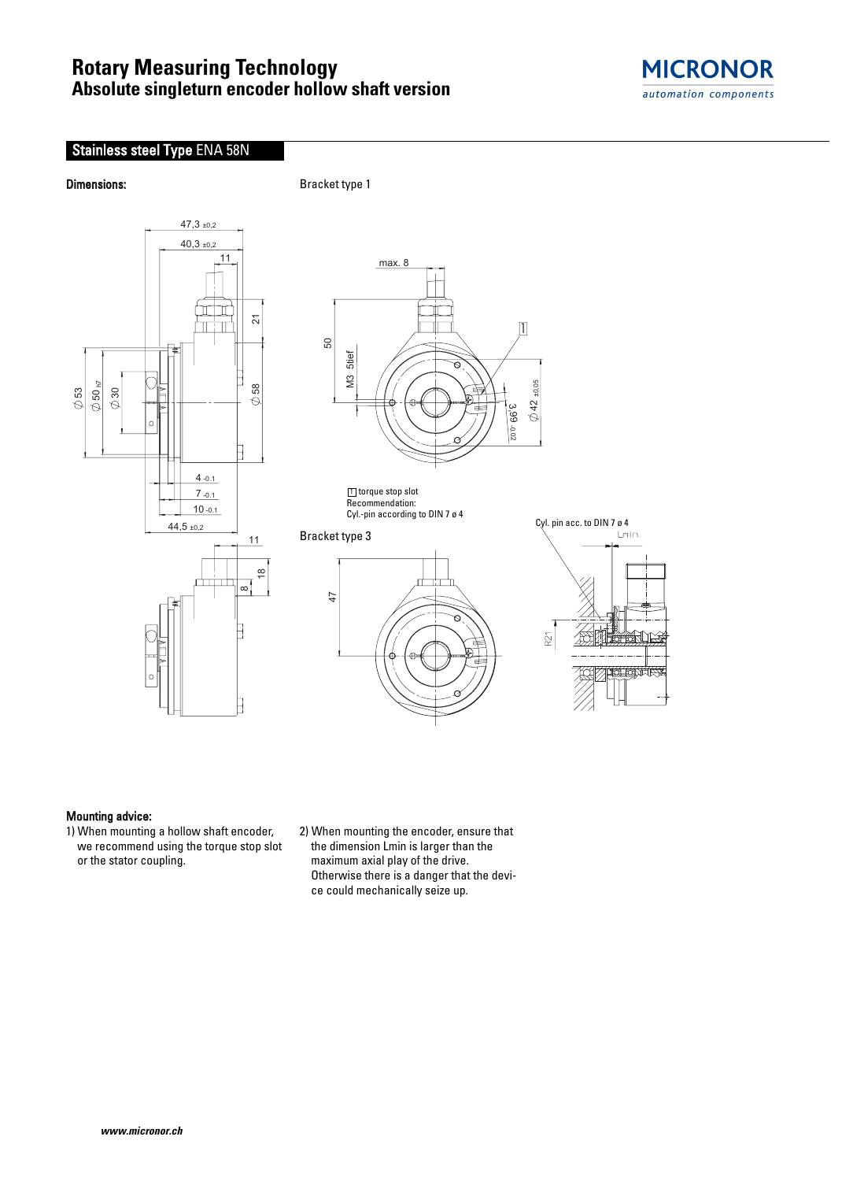# Rotary Measuring Technology
## Absolute singleturn encoder hollow shaft version

### Stainless steel Type ENA 58N

**Dimensions:**

Bracket type 1

[1] torque stop slot
Recommendation:
Cyl.-pin according to DIN 7 ø 4

Bracket type 3

Cyl. pin acc. to DIN 7 ø 4

**Mounting advice:**

1) When mounting a hollow shaft encoder, we recommend using the torque stop slot or the stator coupling.

2) When mounting the encoder, ensure that the dimension Lmin is larger than the maximum axial play of the drive. Otherwise there is a danger that the device could mechanically seize up.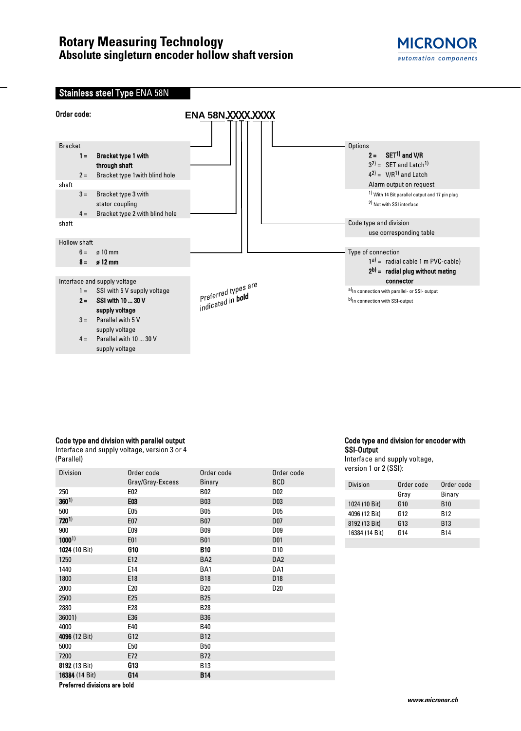# Rotary Measuring Technology
## Absolute singleturn encoder hollow shaft version

MICRONOR
automation components

## Stainless steel Type ENA 58N

**Order code:** ENA 58N.XXXX.XXXX

**Bracket**
- **1 = Bracket type 1 with through shaft**
- 2 = Bracket type 1with blind hole shaft
- 3 = Bracket type 3 with stator coupling
- 4 = Bracket type 2 with blind hole shaft

**Hollow shaft**
- 6 = ø 10 mm
- **8 = ø 12 mm**

**Interface and supply voltage**
- 1 = SSI with 5 V supply voltage
- **2 = SSI with 10 ... 30 V supply voltage**
- 3 = Parallel with 5 V supply voltage
- 4 = Parallel with 10 ... 30 V supply voltage

*Preferred types are indicated in* **bold**

**Options**
- **2 = SET[1] and V/R**
- 3[2] = SET and Latch[1]
- 4[2] = V/R[1] and Latch

Alarm output on request

[1] With 14 Bit parallel output and 17 pin plug
[2] Not with SSI interface

**Code type and division**
use corresponding table

**Type of connection**
- 1[a] = radial cable 1 m PVC-cable)
- **2[b] = radial plug without mating connector**

[a] In connection with parallel- or SSI- output
[b] In connection with SSI-output

### Code type and division with parallel output

Interface and supply voltage, version 3 or 4 (Parallel)

| Division | Order code Gray/Gray-Excess | Order code Binary | Order code BCD |
|---|---|---|---|
| 250 | E02 | B02 | D02 |
| **360**[1] | **E03** | B03 | D03 |
| 500 | E05 | B05 | D05 |
| **720**[1] | E07 | B07 | D07 |
| 900 | E09 | B09 | D09 |
| **1000**[1] | E01 | B01 | D01 |
| **1024** (10 Bit) | **G10** | **B10** | D10 |
| 1250 | E12 | BA2 | DA2 |
| 1440 | E14 | BA1 | DA1 |
| 1800 | E18 | B18 | D18 |
| 2000 | E20 | B20 | D20 |
| 2500 | E25 | B25 | |
| 2880 | E28 | B28 | |
| 36001) | E36 | B36 | |
| 4000 | E40 | B40 | |
| **4096** (12 Bit) | G12 | B12 | |
| 5000 | E50 | B50 | |
| 7200 | E72 | B72 | |
| **8192** (13 Bit) | **G13** | B13 | |
| **16384** (14 Bit) | **G14** | **B14** | |

**Preferred divisions are bold**

### Code type and division for encoder with SSI-Output

Interface and supply voltage, version 1 or 2 (SSI):

| Division | Order code Gray | Order code Binary |
|---|---|---|
| 1024 (10 Bit) | G10 | B10 |
| 4096 (12 Bit) | G12 | B12 |
| 8192 (13 Bit) | G13 | B13 |
| 16384 (14 Bit) | G14 | B14 |

www.micronor.ch